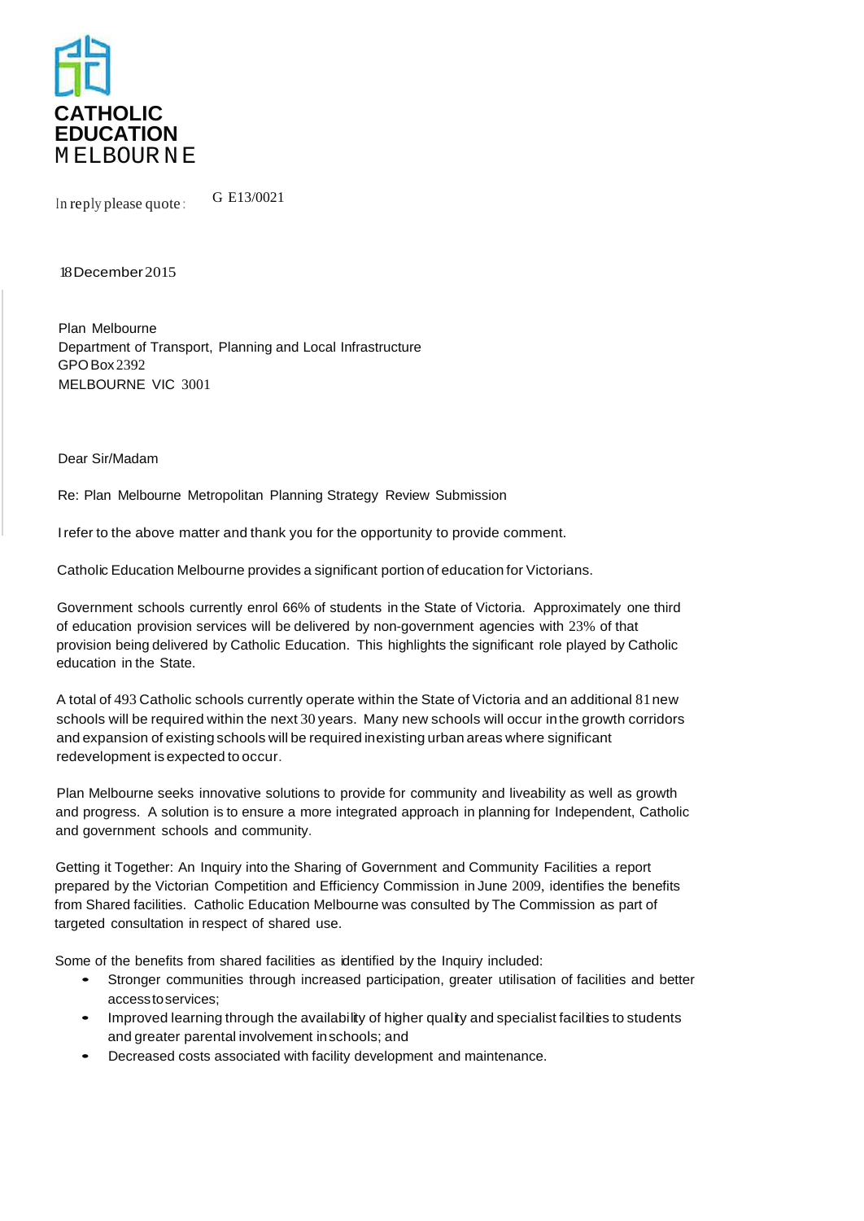**CATHOLIC EDUCATION**
MELBOURNE

In reply please quote: G E13/0021

18 December 2015

Plan Melbourne
Department of Transport, Planning and Local Infrastructure
GPO Box 2392
MELBOURNE VIC 3001

Dear Sir/Madam

Re: Plan Melbourne Metropolitan Planning Strategy Review Submission

I refer to the above matter and thank you for the opportunity to provide comment.

Catholic Education Melbourne provides a significant portion of education for Victorians.

Government schools currently enrol 66% of students in the State of Victoria. Approximately one third of education provision services will be delivered by non-government agencies with 23% of that provision being delivered by Catholic Education. This highlights the significant role played by Catholic education in the State.

A total of 493 Catholic schools currently operate within the State of Victoria and an additional 81 new schools will be required within the next 30 years. Many new schools will occur in the growth corridors and expansion of existing schools will be required in existing urban areas where significant redevelopment is expected to occur.

Plan Melbourne seeks innovative solutions to provide for community and liveability as well as growth and progress. A solution is to ensure a more integrated approach in planning for Independent, Catholic and government schools and community.

Getting it Together: An Inquiry into the Sharing of Government and Community Facilities a report prepared by the Victorian Competition and Efficiency Commission in June 2009, identifies the benefits from Shared facilities. Catholic Education Melbourne was consulted by The Commission as part of targeted consultation in respect of shared use.

Some of the benefits from shared facilities as identified by the Inquiry included:

- Stronger communities through increased participation, greater utilisation of facilities and better access to services;
- Improved learning through the availability of higher quality and specialist facilities to students and greater parental involvement in schools; and
- Decreased costs associated with facility development and maintenance.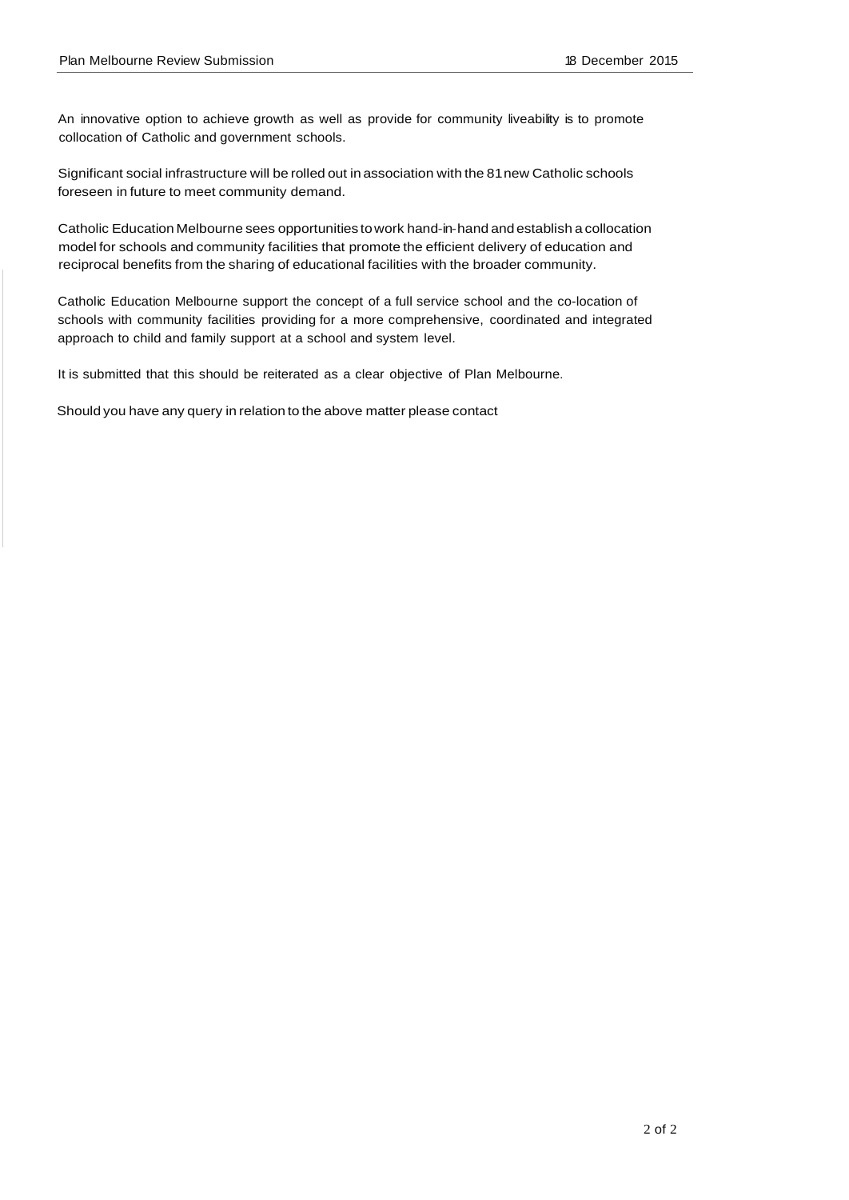An innovative option to achieve growth as well as provide for community liveability is to promote collocation of Catholic and government schools.

Significant social infrastructure will be rolled out in association with the 81 new Catholic schools foreseen in future to meet community demand.

Catholic Education Melbourne sees opportunities to work hand-in-hand and establish a collocation model for schools and community facilities that promote the efficient delivery of education and reciprocal benefits from the sharing of educational facilities with the broader community.

Catholic Education Melbourne support the concept of a full service school and the co-location of schools with community facilities providing for a more comprehensive, coordinated and integrated approach to child and family support at a school and system level.

It is submitted that this should be reiterated as a clear objective of Plan Melbourne.

Should you have any query in relation to the above matter please contact